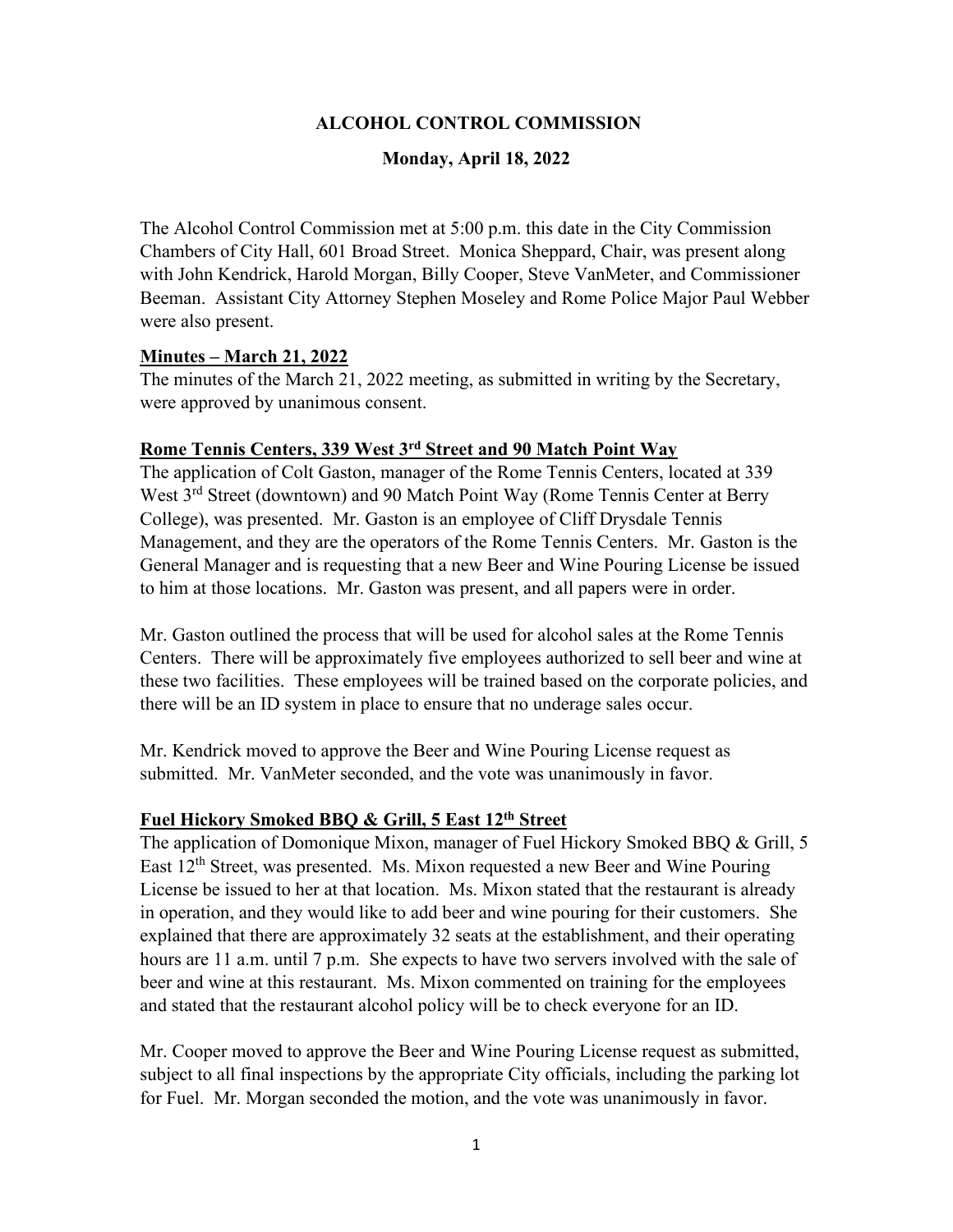# ALCOHOL CONTROL COMMISSION

## Monday, April 18, 2022

The Alcohol Control Commission met at 5:00 p.m. this date in the City Commission Chambers of City Hall, 601 Broad Street. Monica Sheppard, Chair, was present along with John Kendrick, Harold Morgan, Billy Cooper, Steve VanMeter, and Commissioner Beeman. Assistant City Attorney Stephen Moseley and Rome Police Major Paul Webber were also present.

**Minutes – March 21, 2022**

The minutes of the March 21, 2022 meeting, as submitted in writing by the Secretary, were approved by unanimous consent.

**Rome Tennis Centers, 339 West 3rd Street and 90 Match Point Way**

The application of Colt Gaston, manager of the Rome Tennis Centers, located at 339 West 3rd Street (downtown) and 90 Match Point Way (Rome Tennis Center at Berry College), was presented. Mr. Gaston is an employee of Cliff Drysdale Tennis Management, and they are the operators of the Rome Tennis Centers. Mr. Gaston is the General Manager and is requesting that a new Beer and Wine Pouring License be issued to him at those locations. Mr. Gaston was present, and all papers were in order.

Mr. Gaston outlined the process that will be used for alcohol sales at the Rome Tennis Centers. There will be approximately five employees authorized to sell beer and wine at these two facilities. These employees will be trained based on the corporate policies, and there will be an ID system in place to ensure that no underage sales occur.

Mr. Kendrick moved to approve the Beer and Wine Pouring License request as submitted. Mr. VanMeter seconded, and the vote was unanimously in favor.

**Fuel Hickory Smoked BBQ & Grill, 5 East 12th Street**

The application of Domonique Mixon, manager of Fuel Hickory Smoked BBQ & Grill, 5 East 12th Street, was presented. Ms. Mixon requested a new Beer and Wine Pouring License be issued to her at that location. Ms. Mixon stated that the restaurant is already in operation, and they would like to add beer and wine pouring for their customers. She explained that there are approximately 32 seats at the establishment, and their operating hours are 11 a.m. until 7 p.m. She expects to have two servers involved with the sale of beer and wine at this restaurant. Ms. Mixon commented on training for the employees and stated that the restaurant alcohol policy will be to check everyone for an ID.

Mr. Cooper moved to approve the Beer and Wine Pouring License request as submitted, subject to all final inspections by the appropriate City officials, including the parking lot for Fuel. Mr. Morgan seconded the motion, and the vote was unanimously in favor.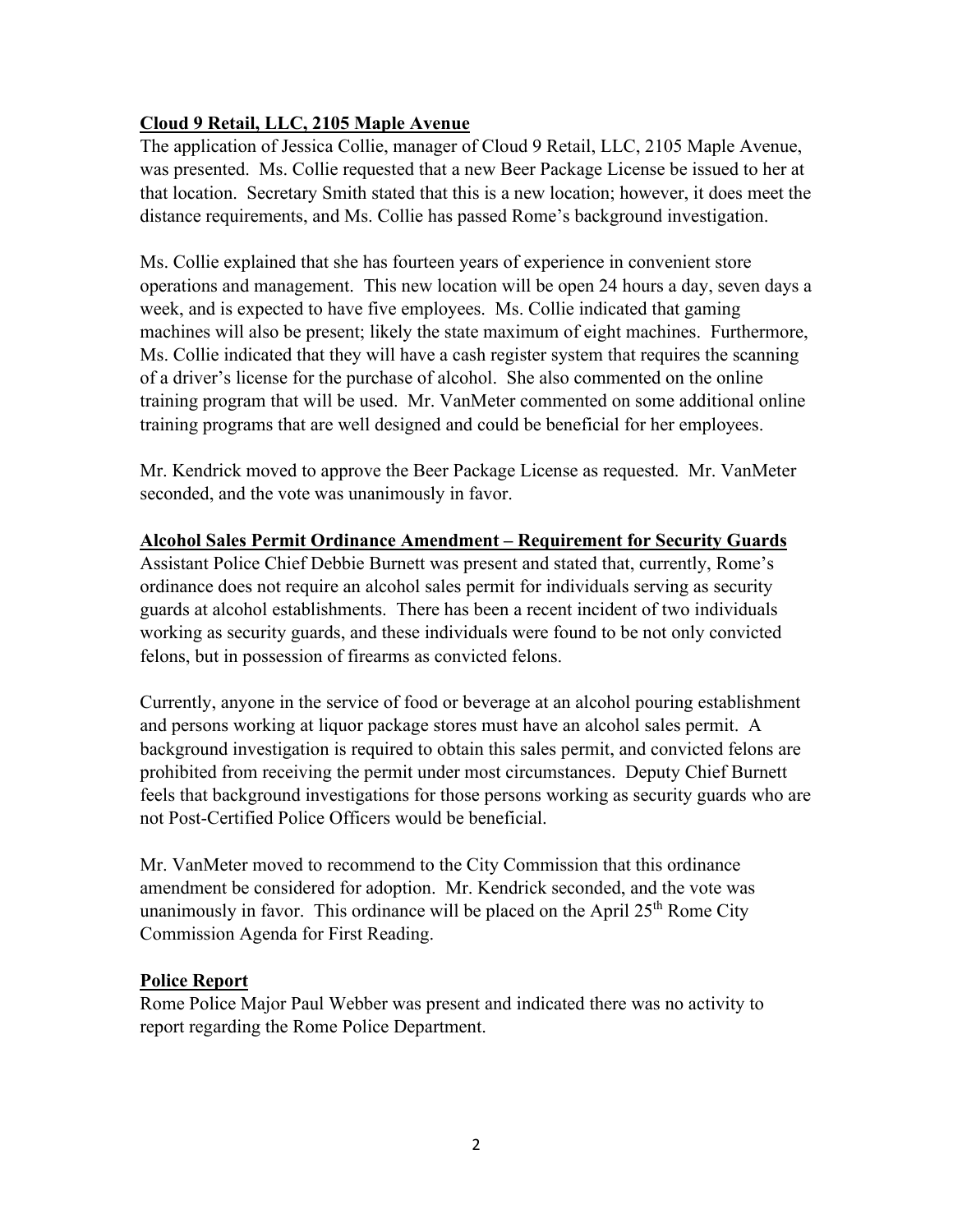**Cloud 9 Retail, LLC, 2105 Maple Avenue**

The application of Jessica Collie, manager of Cloud 9 Retail, LLC, 2105 Maple Avenue, was presented. Ms. Collie requested that a new Beer Package License be issued to her at that location. Secretary Smith stated that this is a new location; however, it does meet the distance requirements, and Ms. Collie has passed Rome's background investigation.

Ms. Collie explained that she has fourteen years of experience in convenient store operations and management. This new location will be open 24 hours a day, seven days a week, and is expected to have five employees. Ms. Collie indicated that gaming machines will also be present; likely the state maximum of eight machines. Furthermore, Ms. Collie indicated that they will have a cash register system that requires the scanning of a driver's license for the purchase of alcohol. She also commented on the online training program that will be used. Mr. VanMeter commented on some additional online training programs that are well designed and could be beneficial for her employees.

Mr. Kendrick moved to approve the Beer Package License as requested. Mr. VanMeter seconded, and the vote was unanimously in favor.

**Alcohol Sales Permit Ordinance Amendment – Requirement for Security Guards**

Assistant Police Chief Debbie Burnett was present and stated that, currently, Rome's ordinance does not require an alcohol sales permit for individuals serving as security guards at alcohol establishments. There has been a recent incident of two individuals working as security guards, and these individuals were found to be not only convicted felons, but in possession of firearms as convicted felons.

Currently, anyone in the service of food or beverage at an alcohol pouring establishment and persons working at liquor package stores must have an alcohol sales permit. A background investigation is required to obtain this sales permit, and convicted felons are prohibited from receiving the permit under most circumstances. Deputy Chief Burnett feels that background investigations for those persons working as security guards who are not Post-Certified Police Officers would be beneficial.

Mr. VanMeter moved to recommend to the City Commission that this ordinance amendment be considered for adoption. Mr. Kendrick seconded, and the vote was unanimously in favor. This ordinance will be placed on the April 25th Rome City Commission Agenda for First Reading.

**Police Report**

Rome Police Major Paul Webber was present and indicated there was no activity to report regarding the Rome Police Department.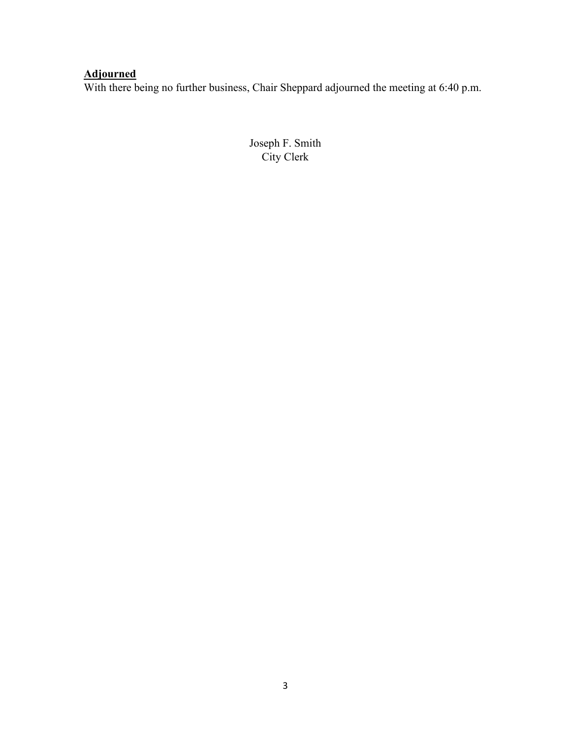**Adjourned**

With there being no further business, Chair Sheppard adjourned the meeting at 6:40 p.m.

Joseph F. Smith
City Clerk